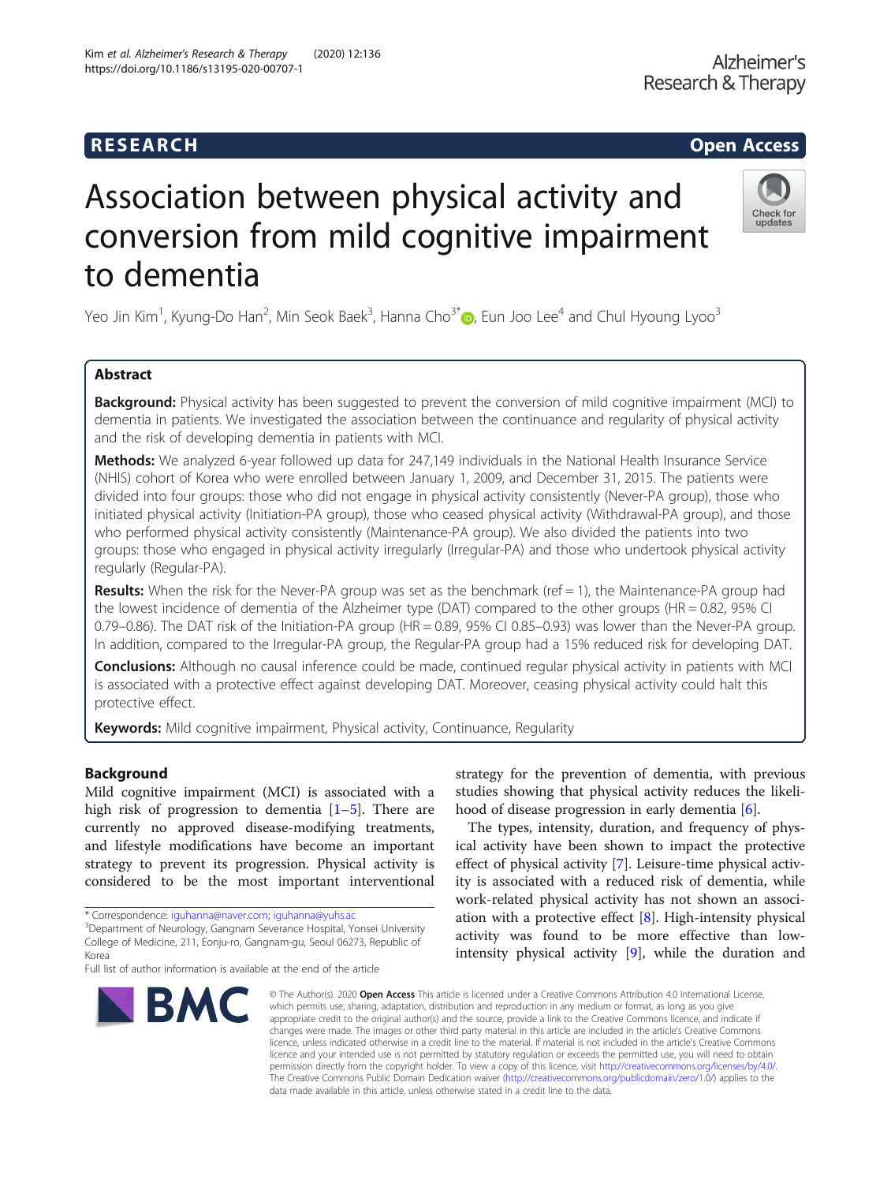RESEARCH | Open Access

# Association between physical activity and conversion from mild cognitive impairment to dementia

Yeo Jin Kim[1], Kyung-Do Han[2], Min Seok Baek[3], Hanna Cho[3*], Eun Joo Lee[4] and Chul Hyoung Lyoo[3]

## Abstract

**Background:** Physical activity has been suggested to prevent the conversion of mild cognitive impairment (MCI) to dementia in patients. We investigated the association between the continuance and regularity of physical activity and the risk of developing dementia in patients with MCI.

**Methods:** We analyzed 6-year followed up data for 247,149 individuals in the National Health Insurance Service (NHIS) cohort of Korea who were enrolled between January 1, 2009, and December 31, 2015. The patients were divided into four groups: those who did not engage in physical activity consistently (Never-PA group), those who initiated physical activity (Initiation-PA group), those who ceased physical activity (Withdrawal-PA group), and those who performed physical activity consistently (Maintenance-PA group). We also divided the patients into two groups: those who engaged in physical activity irregularly (Irregular-PA) and those who undertook physical activity regularly (Regular-PA).

**Results:** When the risk for the Never-PA group was set as the benchmark (ref = 1), the Maintenance-PA group had the lowest incidence of dementia of the Alzheimer type (DAT) compared to the other groups (HR = 0.82, 95% CI 0.79–0.86). The DAT risk of the Initiation-PA group (HR = 0.89, 95% CI 0.85–0.93) was lower than the Never-PA group. In addition, compared to the Irregular-PA group, the Regular-PA group had a 15% reduced risk for developing DAT.

**Conclusions:** Although no causal inference could be made, continued regular physical activity in patients with MCI is associated with a protective effect against developing DAT. Moreover, ceasing physical activity could halt this protective effect.

**Keywords:** Mild cognitive impairment, Physical activity, Continuance, Regularity

## Background

Mild cognitive impairment (MCI) is associated with a high risk of progression to dementia [1–5]. There are currently no approved disease-modifying treatments, and lifestyle modifications have become an important strategy to prevent its progression. Physical activity is considered to be the most important interventional strategy for the prevention of dementia, with previous studies showing that physical activity reduces the likelihood of disease progression in early dementia [6].

The types, intensity, duration, and frequency of physical activity have been shown to impact the protective effect of physical activity [7]. Leisure-time physical activity is associated with a reduced risk of dementia, while work-related physical activity has not shown an association with a protective effect [8]. High-intensity physical activity was found to be more effective than low-intensity physical activity [9], while the duration and

\* Correspondence: iguhanna@naver.com; iguhanna@yuhs.ac
[3]Department of Neurology, Gangnam Severance Hospital, Yonsei University College of Medicine, 211, Eonju-ro, Gangnam-gu, Seoul 06273, Republic of Korea
Full list of author information is available at the end of the article

© The Author(s). 2020 **Open Access** This article is licensed under a Creative Commons Attribution 4.0 International License, which permits use, sharing, adaptation, distribution and reproduction in any medium or format, as long as you give appropriate credit to the original author(s) and the source, provide a link to the Creative Commons licence, and indicate if changes were made. The images or other third party material in this article are included in the article's Creative Commons licence, unless indicated otherwise in a credit line to the material. If material is not included in the article's Creative Commons licence and your intended use is not permitted by statutory regulation or exceeds the permitted use, you will need to obtain permission directly from the copyright holder. To view a copy of this licence, visit http://creativecommons.org/licenses/by/4.0/. The Creative Commons Public Domain Dedication waiver (http://creativecommons.org/publicdomain/zero/1.0/) applies to the data made available in this article, unless otherwise stated in a credit line to the data.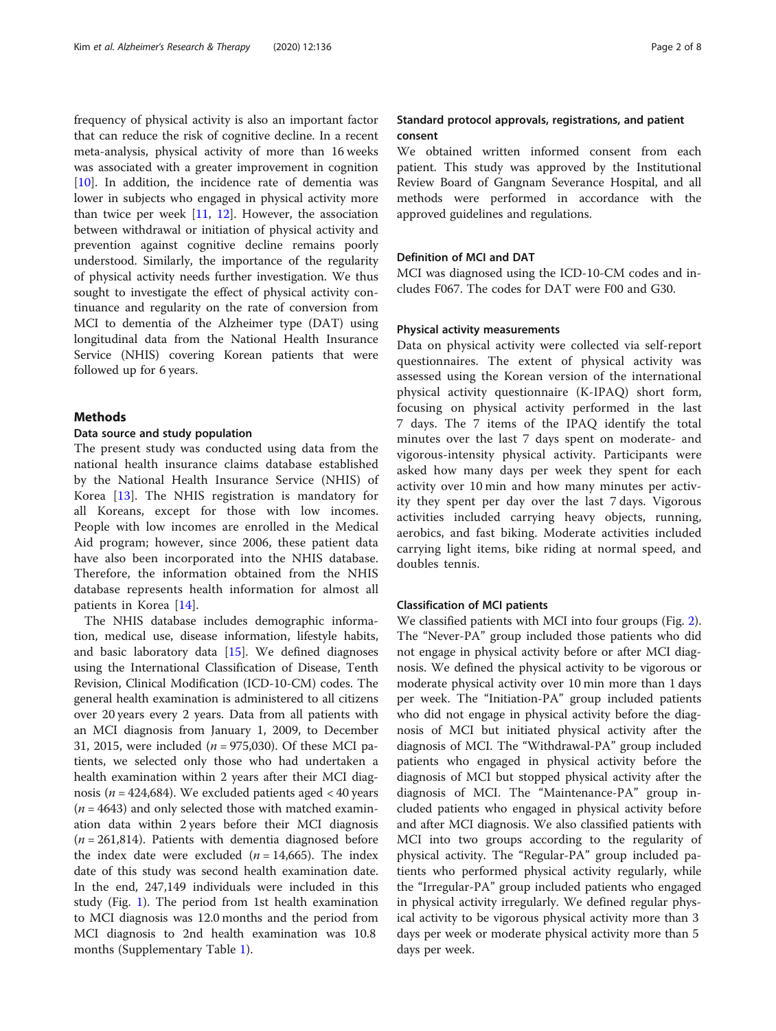frequency of physical activity is also an important factor that can reduce the risk of cognitive decline. In a recent meta-analysis, physical activity of more than 16 weeks was associated with a greater improvement in cognition [10]. In addition, the incidence rate of dementia was lower in subjects who engaged in physical activity more than twice per week [11, 12]. However, the association between withdrawal or initiation of physical activity and prevention against cognitive decline remains poorly understood. Similarly, the importance of the regularity of physical activity needs further investigation. We thus sought to investigate the effect of physical activity continuance and regularity on the rate of conversion from MCI to dementia of the Alzheimer type (DAT) using longitudinal data from the National Health Insurance Service (NHIS) covering Korean patients that were followed up for 6 years.

## Methods

### Data source and study population

The present study was conducted using data from the national health insurance claims database established by the National Health Insurance Service (NHIS) of Korea [13]. The NHIS registration is mandatory for all Koreans, except for those with low incomes. People with low incomes are enrolled in the Medical Aid program; however, since 2006, these patient data have also been incorporated into the NHIS database. Therefore, the information obtained from the NHIS database represents health information for almost all patients in Korea [14].

The NHIS database includes demographic information, medical use, disease information, lifestyle habits, and basic laboratory data [15]. We defined diagnoses using the International Classification of Disease, Tenth Revision, Clinical Modification (ICD-10-CM) codes. The general health examination is administered to all citizens over 20 years every 2 years. Data from all patients with an MCI diagnosis from January 1, 2009, to December 31, 2015, were included ($n = 975{,}030$). Of these MCI patients, we selected only those who had undertaken a health examination within 2 years after their MCI diagnosis ($n = 424{,}684$). We excluded patients aged < 40 years ($n = 4643$) and only selected those with matched examination data within 2 years before their MCI diagnosis ($n = 261{,}814$). Patients with dementia diagnosed before the index date were excluded ($n = 14{,}665$). The index date of this study was second health examination date. In the end, 247,149 individuals were included in this study (Fig. 1). The period from 1st health examination to MCI diagnosis was 12.0 months and the period from MCI diagnosis to 2nd health examination was 10.8 months (Supplementary Table 1).

### Standard protocol approvals, registrations, and patient consent

We obtained written informed consent from each patient. This study was approved by the Institutional Review Board of Gangnam Severance Hospital, and all methods were performed in accordance with the approved guidelines and regulations.

### Definition of MCI and DAT

MCI was diagnosed using the ICD-10-CM codes and includes F067. The codes for DAT were F00 and G30.

### Physical activity measurements

Data on physical activity were collected via self-report questionnaires. The extent of physical activity was assessed using the Korean version of the international physical activity questionnaire (K-IPAQ) short form, focusing on physical activity performed in the last 7 days. The 7 items of the IPAQ identify the total minutes over the last 7 days spent on moderate- and vigorous-intensity physical activity. Participants were asked how many days per week they spent for each activity over 10 min and how many minutes per activity they spent per day over the last 7 days. Vigorous activities included carrying heavy objects, running, aerobics, and fast biking. Moderate activities included carrying light items, bike riding at normal speed, and doubles tennis.

### Classification of MCI patients

We classified patients with MCI into four groups (Fig. 2). The "Never-PA" group included those patients who did not engage in physical activity before or after MCI diagnosis. We defined the physical activity to be vigorous or moderate physical activity over 10 min more than 1 days per week. The "Initiation-PA" group included patients who did not engage in physical activity before the diagnosis of MCI but initiated physical activity after the diagnosis of MCI. The "Withdrawal-PA" group included patients who engaged in physical activity before the diagnosis of MCI but stopped physical activity after the diagnosis of MCI. The "Maintenance-PA" group included patients who engaged in physical activity before and after MCI diagnosis. We also classified patients with MCI into two groups according to the regularity of physical activity. The "Regular-PA" group included patients who performed physical activity regularly, while the "Irregular-PA" group included patients who engaged in physical activity irregularly. We defined regular physical activity to be vigorous physical activity more than 3 days per week or moderate physical activity more than 5 days per week.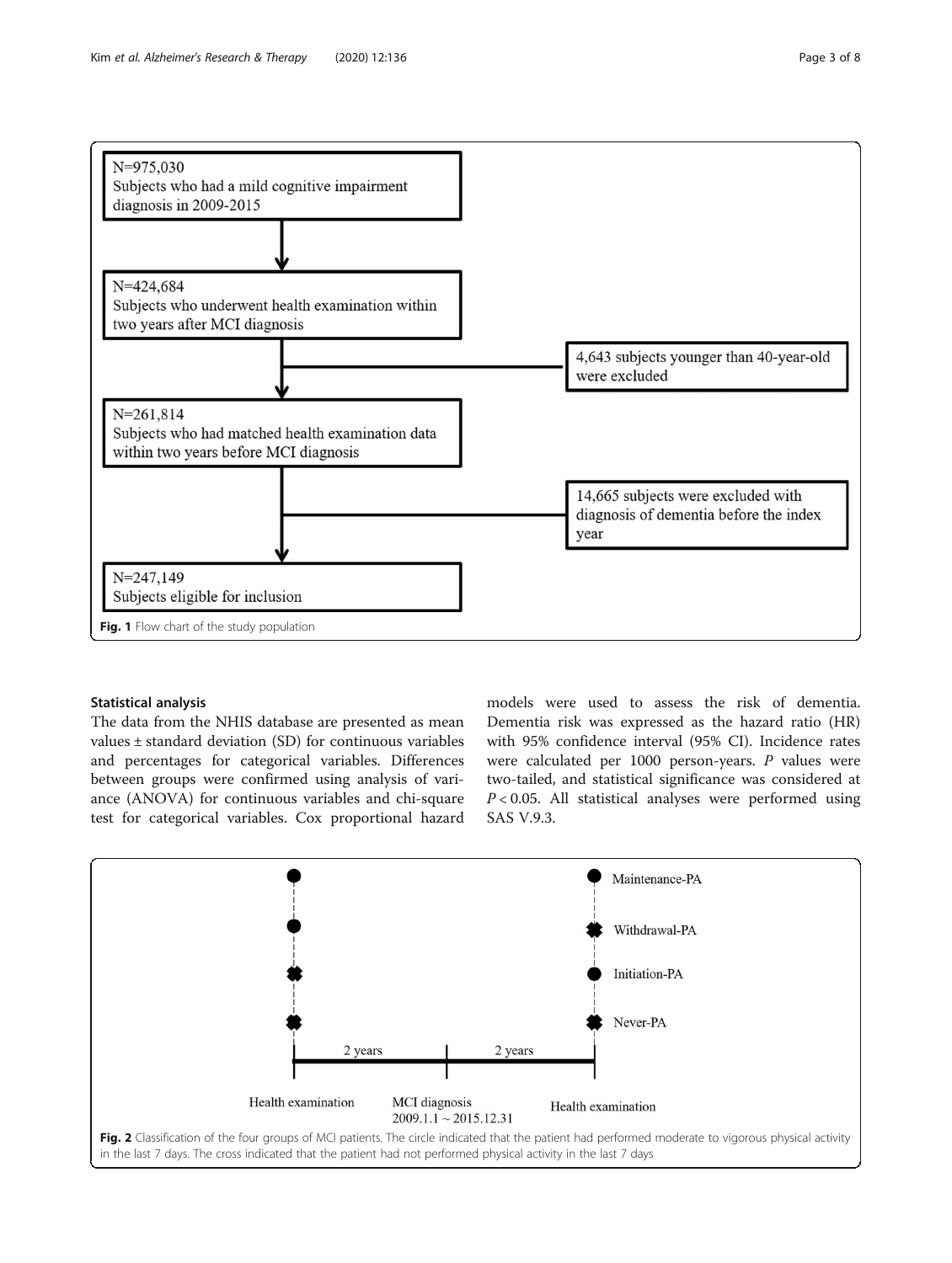N=975,030
Subjects who had a mild cognitive impairment diagnosis in 2009-2015

N=424,684
Subjects who underwent health examination within two years after MCI diagnosis

4,643 subjects younger than 40-year-old were excluded

N=261,814
Subjects who had matched health examination data within two years before MCI diagnosis

14,665 subjects were excluded with diagnosis of dementia before the index year

N=247,149
Subjects eligible for inclusion

**Fig. 1** Flow chart of the study population

## Statistical analysis

The data from the NHIS database are presented as mean values ± standard deviation (SD) for continuous variables and percentages for categorical variables. Differences between groups were confirmed using analysis of variance (ANOVA) for continuous variables and chi-square test for categorical variables. Cox proportional hazard models were used to assess the risk of dementia. Dementia risk was expressed as the hazard ratio (HR) with 95% confidence interval (95% CI). Incidence rates were calculated per 1000 person-years. *P* values were two-tailed, and statistical significance was considered at $P < 0.05$. All statistical analyses were performed using SAS V.9.3.

Maintenance-PA
Withdrawal-PA
Initiation-PA
Never-PA

2 years | 2 years

Health examination | MCI diagnosis 2009.1.1 ~ 2015.12.31 | Health examination

**Fig. 2** Classification of the four groups of MCI patients. The circle indicated that the patient had performed moderate to vigorous physical activity in the last 7 days. The cross indicated that the patient had not performed physical activity in the last 7 days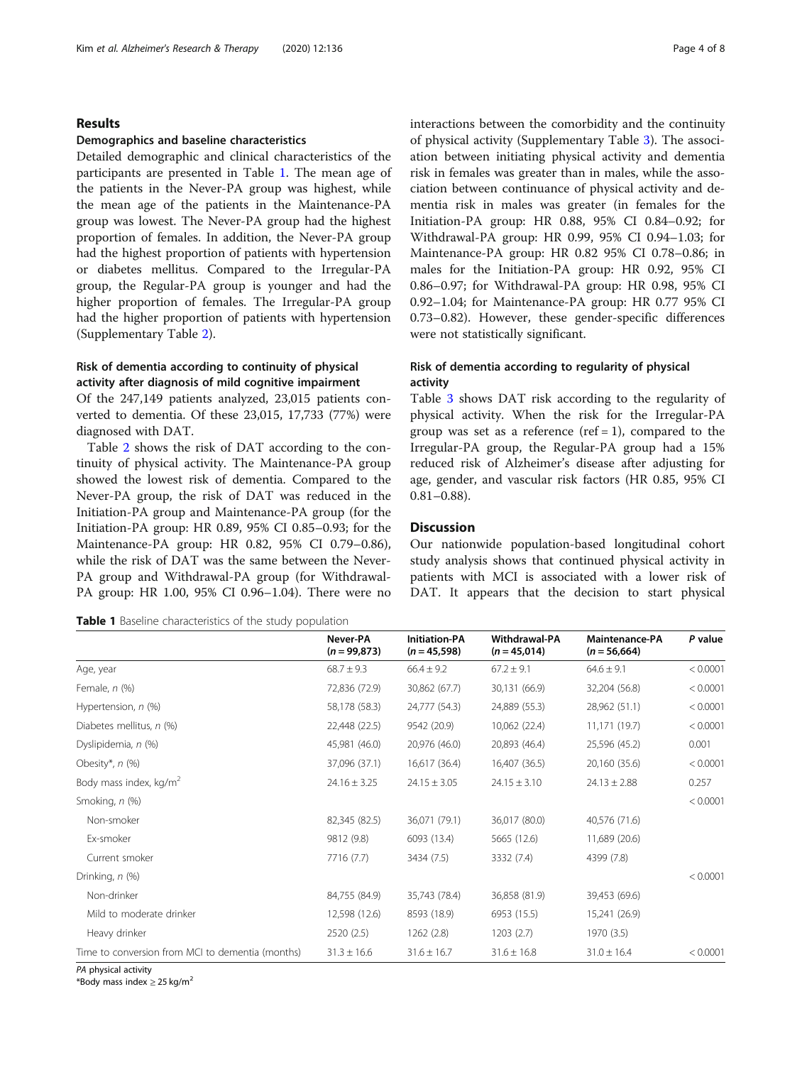## Results

### Demographics and baseline characteristics

Detailed demographic and clinical characteristics of the participants are presented in Table 1. The mean age of the patients in the Never-PA group was highest, while the mean age of the patients in the Maintenance-PA group was lowest. The Never-PA group had the highest proportion of females. In addition, the Never-PA group had the highest proportion of patients with hypertension or diabetes mellitus. Compared to the Irregular-PA group, the Regular-PA group is younger and had the higher proportion of females. The Irregular-PA group had the higher proportion of patients with hypertension (Supplementary Table 2).

### Risk of dementia according to continuity of physical activity after diagnosis of mild cognitive impairment

Of the 247,149 patients analyzed, 23,015 patients converted to dementia. Of these 23,015, 17,733 (77%) were diagnosed with DAT.

Table 2 shows the risk of DAT according to the continuity of physical activity. The Maintenance-PA group showed the lowest risk of dementia. Compared to the Never-PA group, the risk of DAT was reduced in the Initiation-PA group and Maintenance-PA group (for the Initiation-PA group: HR 0.89, 95% CI 0.85–0.93; for the Maintenance-PA group: HR 0.82, 95% CI 0.79–0.86), while the risk of DAT was the same between the Never-PA group and Withdrawal-PA group (for Withdrawal-PA group: HR 1.00, 95% CI 0.96–1.04). There were no interactions between the comorbidity and the continuity of physical activity (Supplementary Table 3). The association between initiating physical activity and dementia risk in females was greater than in males, while the association between continuance of physical activity and dementia risk in males was greater (in females for the Initiation-PA group: HR 0.88, 95% CI 0.84–0.92; for Withdrawal-PA group: HR 0.99, 95% CI 0.94–1.03; for Maintenance-PA group: HR 0.82 95% CI 0.78–0.86; in males for the Initiation-PA group: HR 0.92, 95% CI 0.86–0.97; for Withdrawal-PA group: HR 0.98, 95% CI 0.92–1.04; for Maintenance-PA group: HR 0.77 95% CI 0.73–0.82). However, these gender-specific differences were not statistically significant.

### Risk of dementia according to regularity of physical activity

Table 3 shows DAT risk according to the regularity of physical activity. When the risk for the Irregular-PA group was set as a reference (ref = 1), compared to the Irregular-PA group, the Regular-PA group had a 15% reduced risk of Alzheimer's disease after adjusting for age, gender, and vascular risk factors (HR 0.85, 95% CI 0.81–0.88).

## Discussion

Our nationwide population-based longitudinal cohort study analysis shows that continued physical activity in patients with MCI is associated with a lower risk of DAT. It appears that the decision to start physical

**Table 1** Baseline characteristics of the study population

| | Never-PA ($n$ = 99,873) | Initiation-PA ($n$ = 45,598) | Withdrawal-PA ($n$ = 45,014) | Maintenance-PA ($n$ = 56,664) | $P$ value |
|---|---|---|---|---|---|
| Age, year | 68.7 ± 9.3 | 66.4 ± 9.2 | 67.2 ± 9.1 | 64.6 ± 9.1 | < 0.0001 |
| Female, $n$ (%) | 72,836 (72.9) | 30,862 (67.7) | 30,131 (66.9) | 32,204 (56.8) | < 0.0001 |
| Hypertension, $n$ (%) | 58,178 (58.3) | 24,777 (54.3) | 24,889 (55.3) | 28,962 (51.1) | < 0.0001 |
| Diabetes mellitus, $n$ (%) | 22,448 (22.5) | 9542 (20.9) | 10,062 (22.4) | 11,171 (19.7) | < 0.0001 |
| Dyslipidemia, $n$ (%) | 45,981 (46.0) | 20,976 (46.0) | 20,893 (46.4) | 25,596 (45.2) | 0.001 |
| Obesity*, $n$ (%) | 37,096 (37.1) | 16,617 (36.4) | 16,407 (36.5) | 20,160 (35.6) | < 0.0001 |
| Body mass index, kg/m$^2$ | 24.16 ± 3.25 | 24.15 ± 3.05 | 24.15 ± 3.10 | 24.13 ± 2.88 | 0.257 |
| Smoking, $n$ (%) | | | | | < 0.0001 |
| Non-smoker | 82,345 (82.5) | 36,071 (79.1) | 36,017 (80.0) | 40,576 (71.6) | |
| Ex-smoker | 9812 (9.8) | 6093 (13.4) | 5665 (12.6) | 11,689 (20.6) | |
| Current smoker | 7716 (7.7) | 3434 (7.5) | 3332 (7.4) | 4399 (7.8) | |
| Drinking, $n$ (%) | | | | | < 0.0001 |
| Non-drinker | 84,755 (84.9) | 35,743 (78.4) | 36,858 (81.9) | 39,453 (69.6) | |
| Mild to moderate drinker | 12,598 (12.6) | 8593 (18.9) | 6953 (15.5) | 15,241 (26.9) | |
| Heavy drinker | 2520 (2.5) | 1262 (2.8) | 1203 (2.7) | 1970 (3.5) | |
| Time to conversion from MCI to dementia (months) | 31.3 ± 16.6 | 31.6 ± 16.7 | 31.6 ± 16.8 | 31.0 ± 16.4 | < 0.0001 |

*PA* physical activity

*Body mass index ≥ 25 kg/m$^2$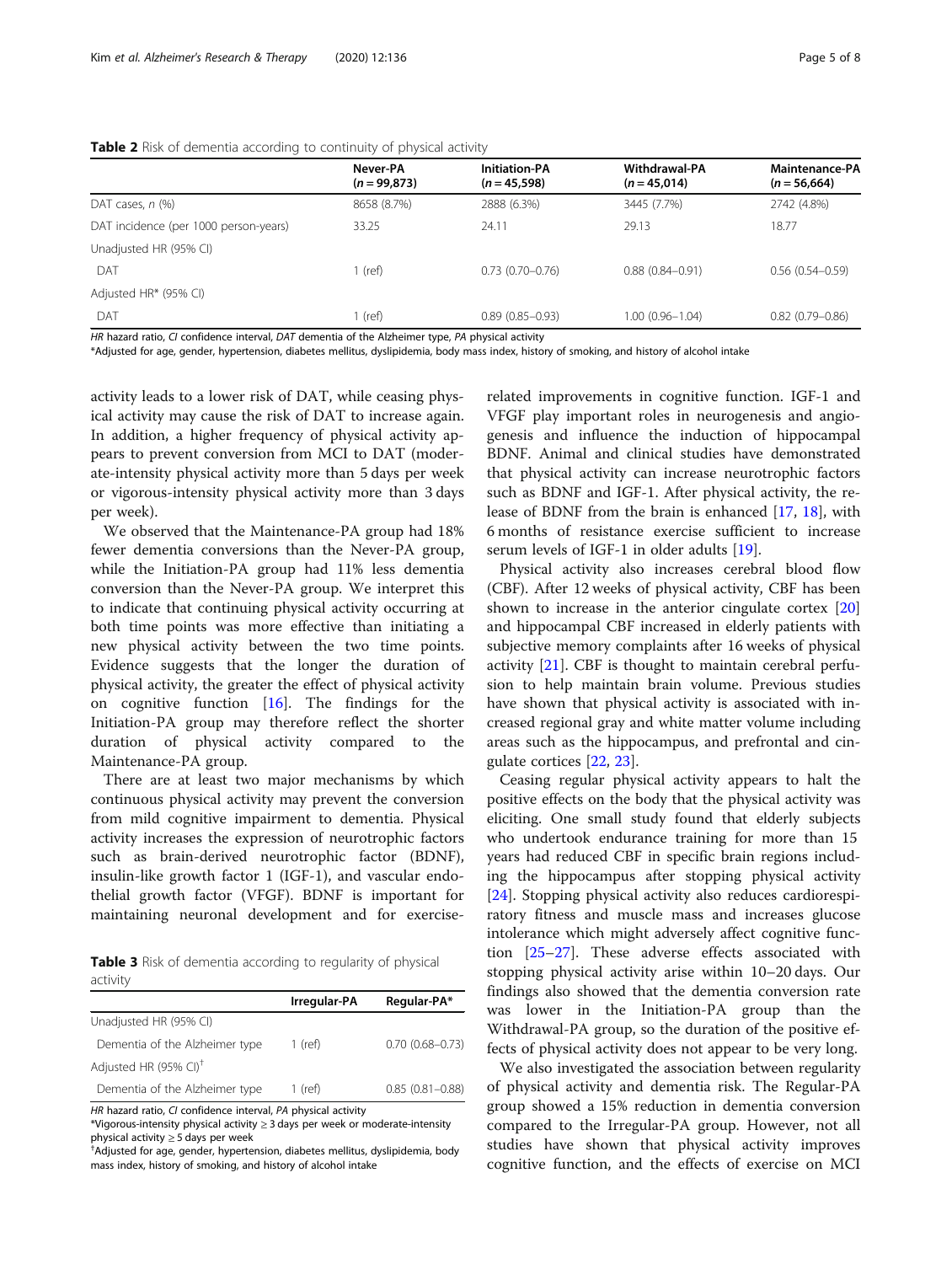**Table 2** Risk of dementia according to continuity of physical activity

| | Never-PA ($n = 99,873$) | Initiation-PA ($n = 45,598$) | Withdrawal-PA ($n = 45,014$) | Maintenance-PA ($n = 56,664$) |
|---|---|---|---|---|
| DAT cases, *n* (%) | 8658 (8.7%) | 2888 (6.3%) | 3445 (7.7%) | 2742 (4.8%) |
| DAT incidence (per 1000 person-years) | 33.25 | 24.11 | 29.13 | 18.77 |
| Unadjusted HR (95% CI) | | | | |
| DAT | 1 (ref) | 0.73 (0.70–0.76) | 0.88 (0.84–0.91) | 0.56 (0.54–0.59) |
| Adjusted HR* (95% CI) | | | | |
| DAT | 1 (ref) | 0.89 (0.85–0.93) | 1.00 (0.96–1.04) | 0.82 (0.79–0.86) |

*HR* hazard ratio, *CI* confidence interval, *DAT* dementia of the Alzheimer type, *PA* physical activity

*Adjusted for age, gender, hypertension, diabetes mellitus, dyslipidemia, body mass index, history of smoking, and history of alcohol intake

activity leads to a lower risk of DAT, while ceasing physical activity may cause the risk of DAT to increase again. In addition, a higher frequency of physical activity appears to prevent conversion from MCI to DAT (moderate-intensity physical activity more than 5 days per week or vigorous-intensity physical activity more than 3 days per week).

We observed that the Maintenance-PA group had 18% fewer dementia conversions than the Never-PA group, while the Initiation-PA group had 11% less dementia conversion than the Never-PA group. We interpret this to indicate that continuing physical activity occurring at both time points was more effective than initiating a new physical activity between the two time points. Evidence suggests that the longer the duration of physical activity, the greater the effect of physical activity on cognitive function [16]. The findings for the Initiation-PA group may therefore reflect the shorter duration of physical activity compared to the Maintenance-PA group.

There are at least two major mechanisms by which continuous physical activity may prevent the conversion from mild cognitive impairment to dementia. Physical activity increases the expression of neurotrophic factors such as brain-derived neurotrophic factor (BDNF), insulin-like growth factor 1 (IGF-1), and vascular endothelial growth factor (VFGF). BDNF is important for maintaining neuronal development and for exercise-related improvements in cognitive function. IGF-1 and VFGF play important roles in neurogenesis and angiogenesis and influence the induction of hippocampal BDNF. Animal and clinical studies have demonstrated that physical activity can increase neurotrophic factors such as BDNF and IGF-1. After physical activity, the release of BDNF from the brain is enhanced [17, 18], with 6 months of resistance exercise sufficient to increase serum levels of IGF-1 in older adults [19].

**Table 3** Risk of dementia according to regularity of physical activity

| | Irregular-PA | Regular-PA* |
|---|---|---|
| Unadjusted HR (95% CI) | | |
| Dementia of the Alzheimer type | 1 (ref) | 0.70 (0.68–0.73) |
| Adjusted HR (95% CI)[†] | | |
| Dementia of the Alzheimer type | 1 (ref) | 0.85 (0.81–0.88) |

*HR* hazard ratio, *CI* confidence interval, *PA* physical activity

*Vigorous-intensity physical activity ≥ 3 days per week or moderate-intensity physical activity ≥ 5 days per week

[†]Adjusted for age, gender, hypertension, diabetes mellitus, dyslipidemia, body mass index, history of smoking, and history of alcohol intake

Physical activity also increases cerebral blood flow (CBF). After 12 weeks of physical activity, CBF has been shown to increase in the anterior cingulate cortex [20] and hippocampal CBF increased in elderly patients with subjective memory complaints after 16 weeks of physical activity [21]. CBF is thought to maintain cerebral perfusion to help maintain brain volume. Previous studies have shown that physical activity is associated with increased regional gray and white matter volume including areas such as the hippocampus, and prefrontal and cingulate cortices [22, 23].

Ceasing regular physical activity appears to halt the positive effects on the body that the physical activity was eliciting. One small study found that elderly subjects who undertook endurance training for more than 15 years had reduced CBF in specific brain regions including the hippocampus after stopping physical activity [24]. Stopping physical activity also reduces cardiorespiratory fitness and muscle mass and increases glucose intolerance which might adversely affect cognitive function [25–27]. These adverse effects associated with stopping physical activity arise within 10–20 days. Our findings also showed that the dementia conversion rate was lower in the Initiation-PA group than the Withdrawal-PA group, so the duration of the positive effects of physical activity does not appear to be very long.

We also investigated the association between regularity of physical activity and dementia risk. The Regular-PA group showed a 15% reduction in dementia conversion compared to the Irregular-PA group. However, not all studies have shown that physical activity improves cognitive function, and the effects of exercise on MCI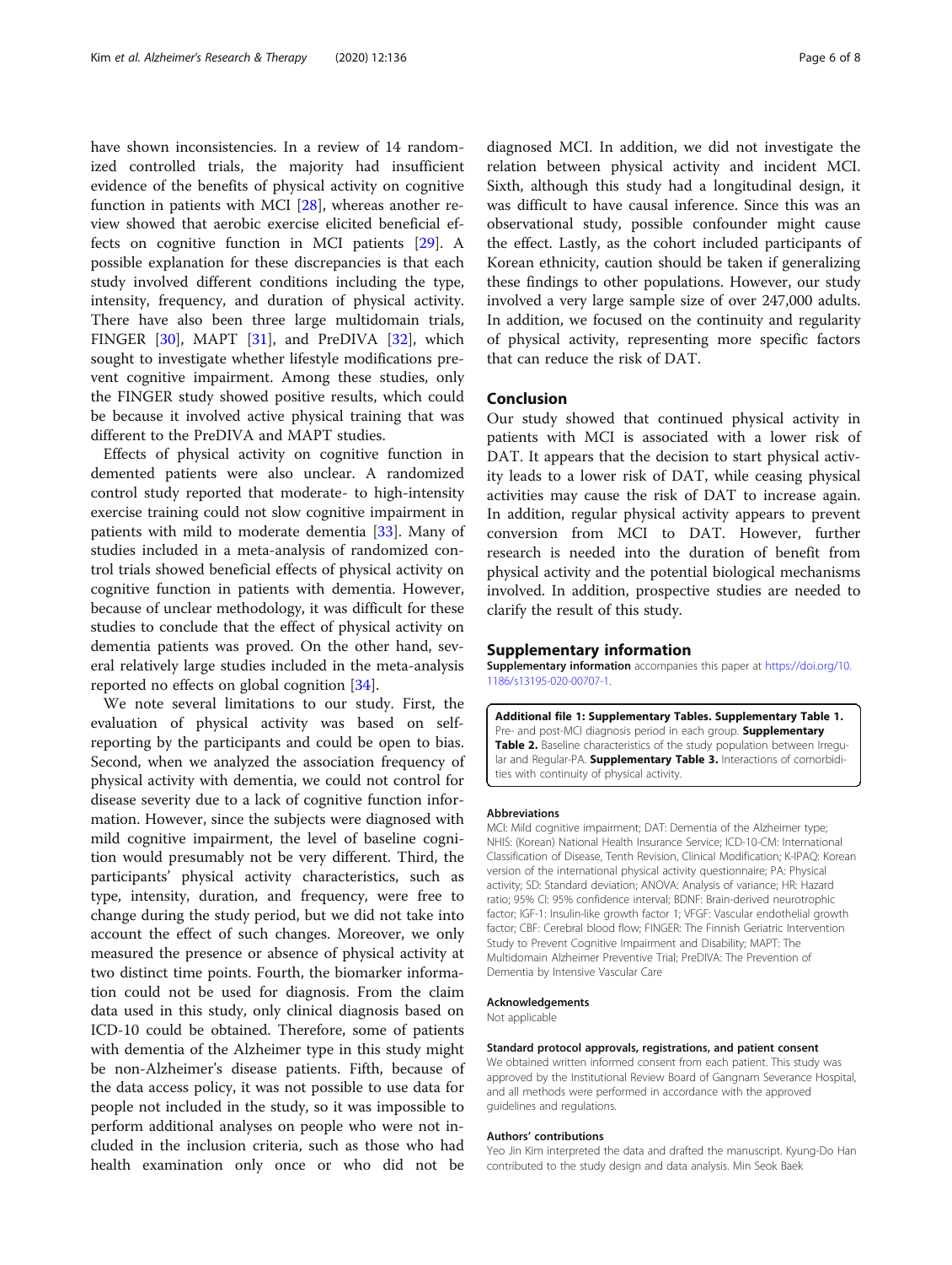have shown inconsistencies. In a review of 14 randomized controlled trials, the majority had insufficient evidence of the benefits of physical activity on cognitive function in patients with MCI [28], whereas another review showed that aerobic exercise elicited beneficial effects on cognitive function in MCI patients [29]. A possible explanation for these discrepancies is that each study involved different conditions including the type, intensity, frequency, and duration of physical activity. There have also been three large multidomain trials, FINGER [30], MAPT [31], and PreDIVA [32], which sought to investigate whether lifestyle modifications prevent cognitive impairment. Among these studies, only the FINGER study showed positive results, which could be because it involved active physical training that was different to the PreDIVA and MAPT studies.

Effects of physical activity on cognitive function in demented patients were also unclear. A randomized control study reported that moderate- to high-intensity exercise training could not slow cognitive impairment in patients with mild to moderate dementia [33]. Many of studies included in a meta-analysis of randomized control trials showed beneficial effects of physical activity on cognitive function in patients with dementia. However, because of unclear methodology, it was difficult for these studies to conclude that the effect of physical activity on dementia patients was proved. On the other hand, several relatively large studies included in the meta-analysis reported no effects on global cognition [34].

We note several limitations to our study. First, the evaluation of physical activity was based on self-reporting by the participants and could be open to bias. Second, when we analyzed the association frequency of physical activity with dementia, we could not control for disease severity due to a lack of cognitive function information. However, since the subjects were diagnosed with mild cognitive impairment, the level of baseline cognition would presumably not be very different. Third, the participants' physical activity characteristics, such as type, intensity, duration, and frequency, were free to change during the study period, but we did not take into account the effect of such changes. Moreover, we only measured the presence or absence of physical activity at two distinct time points. Fourth, the biomarker information could not be used for diagnosis. From the claim data used in this study, only clinical diagnosis based on ICD-10 could be obtained. Therefore, some of patients with dementia of the Alzheimer type in this study might be non-Alzheimer's disease patients. Fifth, because of the data access policy, it was not possible to use data for people not included in the study, so it was impossible to perform additional analyses on people who were not included in the inclusion criteria, such as those who had health examination only once or who did not be diagnosed MCI. In addition, we did not investigate the relation between physical activity and incident MCI. Sixth, although this study had a longitudinal design, it was difficult to have causal inference. Since this was an observational study, possible confounder might cause the effect. Lastly, as the cohort included participants of Korean ethnicity, caution should be taken if generalizing these findings to other populations. However, our study involved a very large sample size of over 247,000 adults. In addition, we focused on the continuity and regularity of physical activity, representing more specific factors that can reduce the risk of DAT.

## Conclusion

Our study showed that continued physical activity in patients with MCI is associated with a lower risk of DAT. It appears that the decision to start physical activity leads to a lower risk of DAT, while ceasing physical activities may cause the risk of DAT to increase again. In addition, regular physical activity appears to prevent conversion from MCI to DAT. However, further research is needed into the duration of benefit from physical activity and the potential biological mechanisms involved. In addition, prospective studies are needed to clarify the result of this study.

## Supplementary information

**Supplementary information** accompanies this paper at https://doi.org/10.1186/s13195-020-00707-1.

**Additional file 1: Supplementary Tables. Supplementary Table 1.** Pre- and post-MCI diagnosis period in each group. **Supplementary Table 2.** Baseline characteristics of the study population between Irregular and Regular-PA. **Supplementary Table 3.** Interactions of comorbidities with continuity of physical activity.

#### Abbreviations

MCI: Mild cognitive impairment; DAT: Dementia of the Alzheimer type; NHIS: (Korean) National Health Insurance Service; ICD-10-CM: International Classification of Disease, Tenth Revision, Clinical Modification; K-IPAQ: Korean version of the international physical activity questionnaire; PA: Physical activity; SD: Standard deviation; ANOVA: Analysis of variance; HR: Hazard ratio; 95% CI: 95% confidence interval; BDNF: Brain-derived neurotrophic factor; IGF-1: Insulin-like growth factor 1; VFGF: Vascular endothelial growth factor; CBF: Cerebral blood flow; FINGER: The Finnish Geriatric Intervention Study to Prevent Cognitive Impairment and Disability; MAPT: The Multidomain Alzheimer Preventive Trial; PreDIVA: The Prevention of Dementia by Intensive Vascular Care

#### Acknowledgements

Not applicable

#### Standard protocol approvals, registrations, and patient consent

We obtained written informed consent from each patient. This study was approved by the Institutional Review Board of Gangnam Severance Hospital, and all methods were performed in accordance with the approved guidelines and regulations.

#### Authors' contributions

Yeo Jin Kim interpreted the data and drafted the manuscript. Kyung-Do Han contributed to the study design and data analysis. Min Seok Baek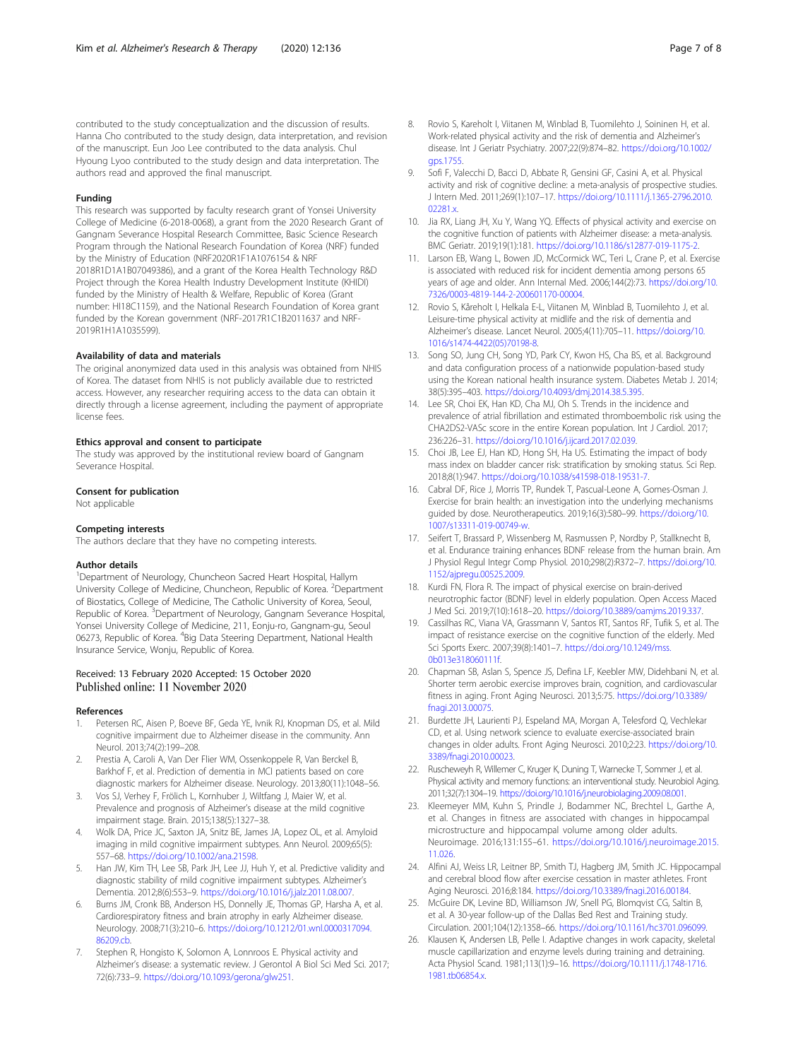contributed to the study conceptualization and the discussion of results. Hanna Cho contributed to the study design, data interpretation, and revision of the manuscript. Eun Joo Lee contributed to the data analysis. Chul Hyoung Lyoo contributed to the study design and data interpretation. The authors read and approved the final manuscript.

#### Funding

This research was supported by faculty research grant of Yonsei University College of Medicine (6-2018-0068), a grant from the 2020 Research Grant of Gangnam Severance Hospital Research Committee, Basic Science Research Program through the National Research Foundation of Korea (NRF) funded by the Ministry of Education (NRF2020R1F1A1076154 & NRF 2018R1D1A1B07049386), and a grant of the Korea Health Technology R&D Project through the Korea Health Industry Development Institute (KHIDI) funded by the Ministry of Health & Welfare, Republic of Korea (Grant number: HI18C1159), and the National Research Foundation of Korea grant funded by the Korean government (NRF-2017R1C1B2011637 and NRF-2019R1H1A1035599).

#### Availability of data and materials

The original anonymized data used in this analysis was obtained from NHIS of Korea. The dataset from NHIS is not publicly available due to restricted access. However, any researcher requiring access to the data can obtain it directly through a license agreement, including the payment of appropriate license fees.

#### Ethics approval and consent to participate

The study was approved by the institutional review board of Gangnam Severance Hospital.

#### Consent for publication

Not applicable

#### Competing interests

The authors declare that they have no competing interests.

#### Author details

[1]Department of Neurology, Chuncheon Sacred Heart Hospital, Hallym University College of Medicine, Chuncheon, Republic of Korea. [2]Department of Biostatics, College of Medicine, The Catholic University of Korea, Seoul, Republic of Korea. [3]Department of Neurology, Gangnam Severance Hospital, Yonsei University College of Medicine, 211, Eonju-ro, Gangnam-gu, Seoul 06273, Republic of Korea. [4]Big Data Steering Department, National Health Insurance Service, Wonju, Republic of Korea.

Received: 13 February 2020 Accepted: 15 October 2020
Published online: 11 November 2020

#### References

1. Petersen RC, Aisen P, Boeve BF, Geda YE, Ivnik RJ, Knopman DS, et al. Mild cognitive impairment due to Alzheimer disease in the community. Ann Neurol. 2013;74(2):199–208.
2. Prestia A, Caroli A, Van Der Flier WM, Ossenkoppele R, Van Berckel B, Barkhof F, et al. Prediction of dementia in MCI patients based on core diagnostic markers for Alzheimer disease. Neurology. 2013;80(11):1048–56.
3. Vos SJ, Verhey F, Frölich L, Kornhuber J, Wiltfang J, Maier W, et al. Prevalence and prognosis of Alzheimer's disease at the mild cognitive impairment stage. Brain. 2015;138(5):1327–38.
4. Wolk DA, Price JC, Saxton JA, Snitz BE, James JA, Lopez OL, et al. Amyloid imaging in mild cognitive impairment subtypes. Ann Neurol. 2009;65(5):557–68. https://doi.org/10.1002/ana.21598.
5. Han JW, Kim TH, Lee SB, Park JH, Lee JJ, Huh Y, et al. Predictive validity and diagnostic stability of mild cognitive impairment subtypes. Alzheimer's Dementia. 2012;8(6):553–9. https://doi.org/10.1016/j.jalz.2011.08.007.
6. Burns JM, Cronk BB, Anderson HS, Donnelly JE, Thomas GP, Harsha A, et al. Cardiorespiratory fitness and brain atrophy in early Alzheimer disease. Neurology. 2008;71(3):210–6. https://doi.org/10.1212/01.wnl.0000317094.86209.cb.
7. Stephen R, Hongisto K, Solomon A, Lonnroos E. Physical activity and Alzheimer's disease: a systematic review. J Gerontol A Biol Sci Med Sci. 2017;72(6):733–9. https://doi.org/10.1093/gerona/glw251.
8. Rovio S, Kareholt I, Viitanen M, Winblad B, Tuomilehto J, Soininen H, et al. Work-related physical activity and the risk of dementia and Alzheimer's disease. Int J Geriatr Psychiatry. 2007;22(9):874–82. https://doi.org/10.1002/gps.1755.
9. Sofi F, Valecchi D, Bacci D, Abbate R, Gensini GF, Casini A, et al. Physical activity and risk of cognitive decline: a meta-analysis of prospective studies. J Intern Med. 2011;269(1):107–17. https://doi.org/10.1111/j.1365-2796.2010.02281.x.
10. Jia RX, Liang JH, Xu Y, Wang YQ. Effects of physical activity and exercise on the cognitive function of patients with Alzheimer disease: a meta-analysis. BMC Geriatr. 2019;19(1):181. https://doi.org/10.1186/s12877-019-1175-2.
11. Larson EB, Wang L, Bowen JD, McCormick WC, Teri L, Crane P, et al. Exercise is associated with reduced risk for incident dementia among persons 65 years of age and older. Ann Internal Med. 2006;144(2):73. https://doi.org/10.7326/0003-4819-144-2-200601170-00004.
12. Rovio S, Kåreholt I, Helkala E-L, Viitanen M, Winblad B, Tuomilehto J, et al. Leisure-time physical activity at midlife and the risk of dementia and Alzheimer's disease. Lancet Neurol. 2005;4(11):705–11. https://doi.org/10.1016/s1474-4422(05)70198-8.
13. Song SO, Jung CH, Song YD, Park CY, Kwon HS, Cha BS, et al. Background and data configuration process of a nationwide population-based study using the Korean national health insurance system. Diabetes Metab J. 2014;38(5):395–403. https://doi.org/10.4093/dmj.2014.38.5.395.
14. Lee SR, Choi EK, Han KD, Cha MJ, Oh S. Trends in the incidence and prevalence of atrial fibrillation and estimated thromboembolic risk using the CHA2DS2-VASc score in the entire Korean population. Int J Cardiol. 2017;236:226–31. https://doi.org/10.1016/j.ijcard.2017.02.039.
15. Choi JB, Lee EJ, Han KD, Hong SH, Ha US. Estimating the impact of body mass index on bladder cancer risk: stratification by smoking status. Sci Rep. 2018;8(1):947. https://doi.org/10.1038/s41598-018-19531-7.
16. Cabral DF, Rice J, Morris TP, Rundek T, Pascual-Leone A, Gomes-Osman J. Exercise for brain health: an investigation into the underlying mechanisms guided by dose. Neurotherapeutics. 2019;16(3):580–99. https://doi.org/10.1007/s13311-019-00749-w.
17. Seifert T, Brassard P, Wissenberg M, Rasmussen P, Nordby P, Stallknecht B, et al. Endurance training enhances BDNF release from the human brain. Am J Physiol Regul Integr Comp Physiol. 2010;298(2):R372–7. https://doi.org/10.1152/ajpregu.00525.2009.
18. Kurdi FN, Flora R. The impact of physical exercise on brain-derived neurotrophic factor (BDNF) level in elderly population. Open Access Maced J Med Sci. 2019;7(10):1618–20. https://doi.org/10.3889/oamjms.2019.337.
19. Cassilhas RC, Viana VA, Grassmann V, Santos RT, Santos RF, Tufik S, et al. The impact of resistance exercise on the cognitive function of the elderly. Med Sci Sports Exerc. 2007;39(8):1401–7. https://doi.org/10.1249/mss.0b013e318060111f.
20. Chapman SB, Aslan S, Spence JS, Defina LF, Keebler MW, Didehbani N, et al. Shorter term aerobic exercise improves brain, cognition, and cardiovascular fitness in aging. Front Aging Neurosci. 2013;5:75. https://doi.org/10.3389/fnagi.2013.00075.
21. Burdette JH, Laurienti PJ, Espeland MA, Morgan A, Telesford Q, Vechlekar CD, et al. Using network science to evaluate exercise-associated brain changes in older adults. Front Aging Neurosci. 2010;2:23. https://doi.org/10.3389/fnagi.2010.00023.
22. Ruscheweyh R, Willemer C, Kruger K, Duning T, Warnecke T, Sommer J, et al. Physical activity and memory functions: an interventional study. Neurobiol Aging. 2011;32(7):1304–19. https://doi.org/10.1016/j.neurobiolaging.2009.08.001.
23. Kleemeyer MM, Kuhn S, Prindle J, Bodammer NC, Brechtel L, Garthe A, et al. Changes in fitness are associated with changes in hippocampal microstructure and hippocampal volume among older adults. Neuroimage. 2016;131:155–61. https://doi.org/10.1016/j.neuroimage.2015.11.026.
24. Alfini AJ, Weiss LR, Leitner BP, Smith TJ, Hagberg JM, Smith JC. Hippocampal and cerebral blood flow after exercise cessation in master athletes. Front Aging Neurosci. 2016;8:184. https://doi.org/10.3389/fnagi.2016.00184.
25. McGuire DK, Levine BD, Williamson JW, Snell PG, Blomqvist CG, Saltin B, et al. A 30-year follow-up of the Dallas Bed Rest and Training study. Circulation. 2001;104(12):1358–66. https://doi.org/10.1161/hc3701.096099.
26. Klausen K, Andersen LB, Pelle I. Adaptive changes in work capacity, skeletal muscle capillarization and enzyme levels during training and detraining. Acta Physiol Scand. 1981;113(1):9–16. https://doi.org/10.1111/j.1748-1716.1981.tb06854.x.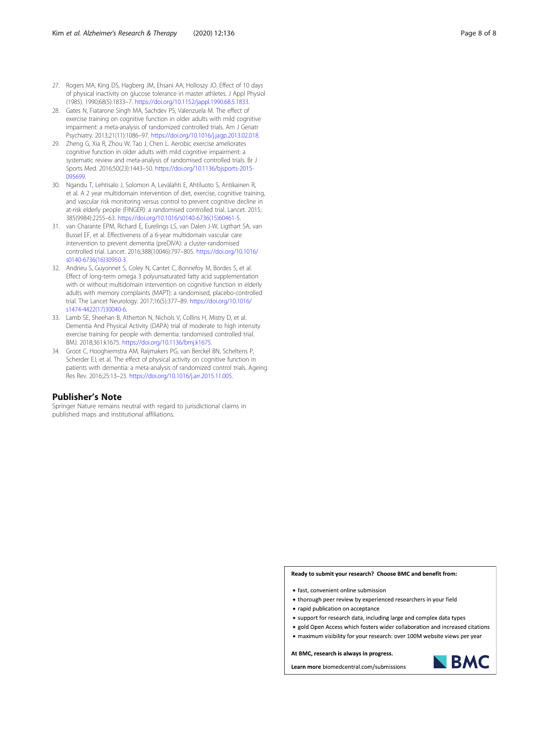27. Rogers MA, King DS, Hagberg JM, Ehsani AA, Holloszy JO. Effect of 10 days of physical inactivity on glucose tolerance in master athletes. J Appl Physiol (1985). 1990;68(5):1833–7. https://doi.org/10.1152/jappl.1990.68.5.1833.
28. Gates N, Fiatarone Singh MA, Sachdev PS, Valenzuela M. The effect of exercise training on cognitive function in older adults with mild cognitive impairment: a meta-analysis of randomized controlled trials. Am J Geriatr Psychiatry. 2013;21(11):1086–97. https://doi.org/10.1016/j.jagp.2013.02.018.
29. Zheng G, Xia R, Zhou W, Tao J, Chen L. Aerobic exercise ameliorates cognitive function in older adults with mild cognitive impairment: a systematic review and meta-analysis of randomised controlled trials. Br J Sports Med. 2016;50(23):1443–50. https://doi.org/10.1136/bjsports-2015-095699.
30. Ngandu T, Lehtisalo J, Solomon A, Levälahti E, Ahtiluoto S, Antikainen R, et al. A 2 year multidomain intervention of diet, exercise, cognitive training, and vascular risk monitoring versus control to prevent cognitive decline in at-risk elderly people (FINGER): a randomised controlled trial. Lancet. 2015; 385(9984):2255–63. https://doi.org/10.1016/s0140-6736(15)60461-5.
31. van Charante EPM, Richard E, Eurelings LS, van Dalen J-W, Ligthart SA, van Bussel EF, et al. Effectiveness of a 6-year multidomain vascular care intervention to prevent dementia (preDIVA): a cluster-randomised controlled trial. Lancet. 2016;388(10046):797–805. https://doi.org/10.1016/s0140-6736(16)30950-3.
32. Andrieu S, Guyonnet S, Coley N, Cantet C, Bonnefoy M, Bordes S, et al. Effect of long-term omega 3 polyunsaturated fatty acid supplementation with or without multidomain intervention on cognitive function in elderly adults with memory complaints (MAPT): a randomised, placebo-controlled trial. The Lancet Neurology. 2017;16(5):377–89. https://doi.org/10.1016/s1474-4422(17)30040-6.
33. Lamb SE, Sheehan B, Atherton N, Nichols V, Collins H, Mistry D, et al. Dementia And Physical Activity (DAPA) trial of moderate to high intensity exercise training for people with dementia: randomised controlled trial. BMJ. 2018;361:k1675. https://doi.org/10.1136/bmj.k1675.
34. Groot C, Hooghiemstra AM, Raijmakers PG, van Berckel BN, Scheltens P, Scherder EJ, et al. The effect of physical activity on cognitive function in patients with dementia: a meta-analysis of randomized control trials. Ageing Res Rev. 2016;25:13–23. https://doi.org/10.1016/j.arr.2015.11.005.

## Publisher's Note

Springer Nature remains neutral with regard to jurisdictional claims in published maps and institutional affiliations.

**Ready to submit your research? Choose BMC and benefit from:**

- fast, convenient online submission
- thorough peer review by experienced researchers in your field
- rapid publication on acceptance
- support for research data, including large and complex data types
- gold Open Access which fosters wider collaboration and increased citations
- maximum visibility for your research: over 100M website views per year

**At BMC, research is always in progress.**

**Learn more** biomedcentral.com/submissions

BMC